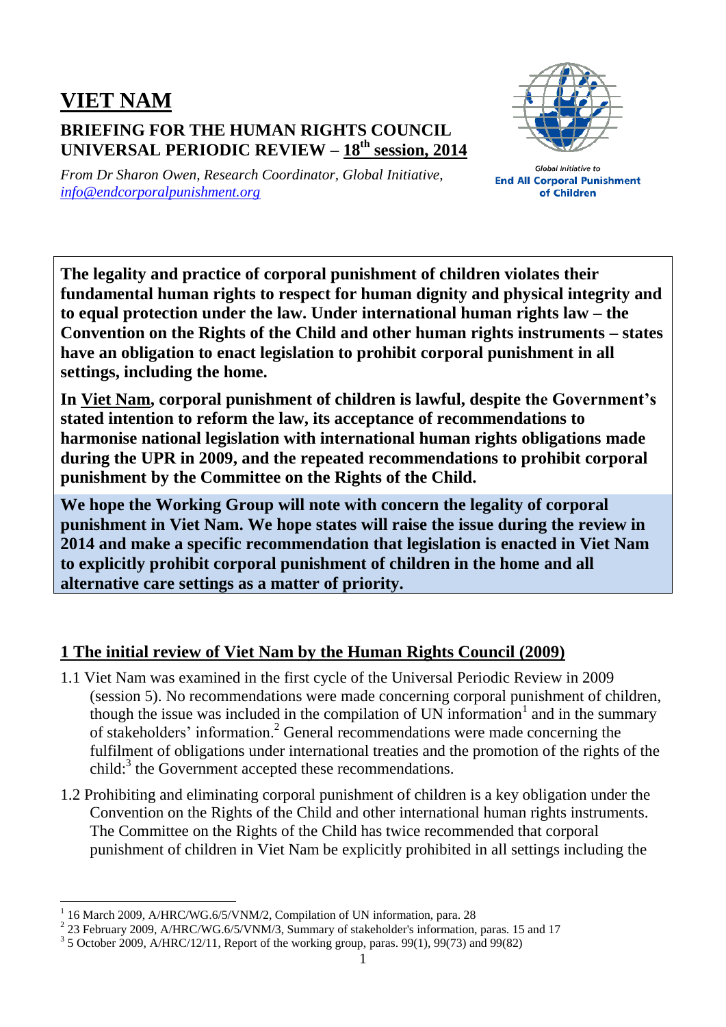# VIET NAM

## BRIEFING FOR THE HUMAN RIGHTS COUNCIL UNIVERSAL PERIODIC REVIEW – 18th session, 2014

*From Dr Sharon Owen, Research Coordinator, Global Initiative, info@endcorporalpunishment.org*

Global Initiative to
**End All Corporal Punishment of Children**

**The legality and practice of corporal punishment of children violates their fundamental human rights to respect for human dignity and physical integrity and to equal protection under the law. Under international human rights law – the Convention on the Rights of the Child and other human rights instruments – states have an obligation to enact legislation to prohibit corporal punishment in all settings, including the home.**

**In Viet Nam, corporal punishment of children is lawful, despite the Government's stated intention to reform the law, its acceptance of recommendations to harmonise national legislation with international human rights obligations made during the UPR in 2009, and the repeated recommendations to prohibit corporal punishment by the Committee on the Rights of the Child.**

**We hope the Working Group will note with concern the legality of corporal punishment in Viet Nam. We hope states will raise the issue during the review in 2014 and make a specific recommendation that legislation is enacted in Viet Nam to explicitly prohibit corporal punishment of children in the home and all alternative care settings as a matter of priority.**

## 1 The initial review of Viet Nam by the Human Rights Council (2009)

1.1 Viet Nam was examined in the first cycle of the Universal Periodic Review in 2009 (session 5). No recommendations were made concerning corporal punishment of children, though the issue was included in the compilation of UN information[1] and in the summary of stakeholders' information.[2] General recommendations were made concerning the fulfilment of obligations under international treaties and the promotion of the rights of the child:[3] the Government accepted these recommendations.

1.2 Prohibiting and eliminating corporal punishment of children is a key obligation under the Convention on the Rights of the Child and other international human rights instruments. The Committee on the Rights of the Child has twice recommended that corporal punishment of children in Viet Nam be explicitly prohibited in all settings including the

---

[1] 16 March 2009, A/HRC/WG.6/5/VNM/2, Compilation of UN information, para. 28

[2] 23 February 2009, A/HRC/WG.6/5/VNM/3, Summary of stakeholder's information, paras. 15 and 17

[3] 5 October 2009, A/HRC/12/11, Report of the working group, paras. 99(1), 99(73) and 99(82)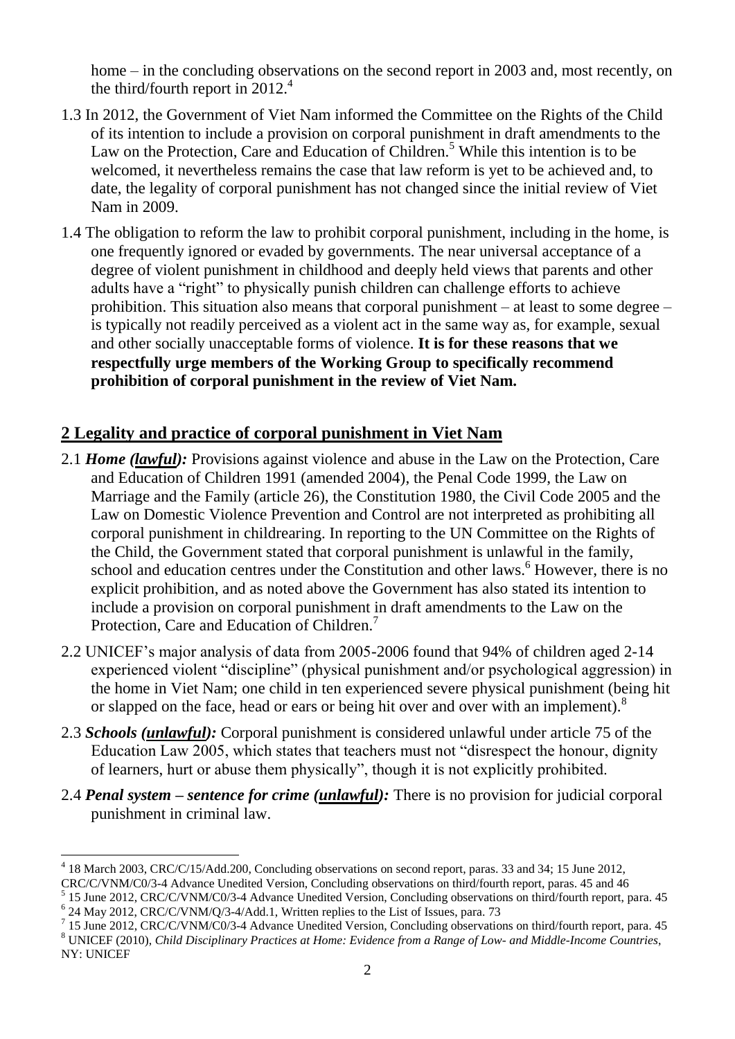home – in the concluding observations on the second report in 2003 and, most recently, on the third/fourth report in 2012.[4]

1.3 In 2012, the Government of Viet Nam informed the Committee on the Rights of the Child of its intention to include a provision on corporal punishment in draft amendments to the Law on the Protection, Care and Education of Children.[5] While this intention is to be welcomed, it nevertheless remains the case that law reform is yet to be achieved and, to date, the legality of corporal punishment has not changed since the initial review of Viet Nam in 2009.

1.4 The obligation to reform the law to prohibit corporal punishment, including in the home, is one frequently ignored or evaded by governments. The near universal acceptance of a degree of violent punishment in childhood and deeply held views that parents and other adults have a "right" to physically punish children can challenge efforts to achieve prohibition. This situation also means that corporal punishment – at least to some degree – is typically not readily perceived as a violent act in the same way as, for example, sexual and other socially unacceptable forms of violence. **It is for these reasons that we respectfully urge members of the Working Group to specifically recommend prohibition of corporal punishment in the review of Viet Nam.**

## 2 Legality and practice of corporal punishment in Viet Nam

2.1 ***Home (lawful):*** Provisions against violence and abuse in the Law on the Protection, Care and Education of Children 1991 (amended 2004), the Penal Code 1999, the Law on Marriage and the Family (article 26), the Constitution 1980, the Civil Code 2005 and the Law on Domestic Violence Prevention and Control are not interpreted as prohibiting all corporal punishment in childrearing. In reporting to the UN Committee on the Rights of the Child, the Government stated that corporal punishment is unlawful in the family, school and education centres under the Constitution and other laws.[6] However, there is no explicit prohibition, and as noted above the Government has also stated its intention to include a provision on corporal punishment in draft amendments to the Law on the Protection, Care and Education of Children.[7]

2.2 UNICEF's major analysis of data from 2005-2006 found that 94% of children aged 2-14 experienced violent "discipline" (physical punishment and/or psychological aggression) in the home in Viet Nam; one child in ten experienced severe physical punishment (being hit or slapped on the face, head or ears or being hit over and over with an implement).[8]

2.3 ***Schools (unlawful):*** Corporal punishment is considered unlawful under article 75 of the Education Law 2005, which states that teachers must not "disrespect the honour, dignity of learners, hurt or abuse them physically", though it is not explicitly prohibited.

2.4 ***Penal system – sentence for crime (unlawful):*** There is no provision for judicial corporal punishment in criminal law.

---

[4] 18 March 2003, CRC/C/15/Add.200, Concluding observations on second report, paras. 33 and 34; 15 June 2012, CRC/C/VNM/C0/3-4 Advance Unedited Version, Concluding observations on third/fourth report, paras. 45 and 46

[5] 15 June 2012, CRC/C/VNM/C0/3-4 Advance Unedited Version, Concluding observations on third/fourth report, para. 45

[6] 24 May 2012, CRC/C/VNM/Q/3-4/Add.1, Written replies to the List of Issues, para. 73

[7] 15 June 2012, CRC/C/VNM/C0/3-4 Advance Unedited Version, Concluding observations on third/fourth report, para. 45

[8] UNICEF (2010), *Child Disciplinary Practices at Home: Evidence from a Range of Low- and Middle-Income Countries*, NY: UNICEF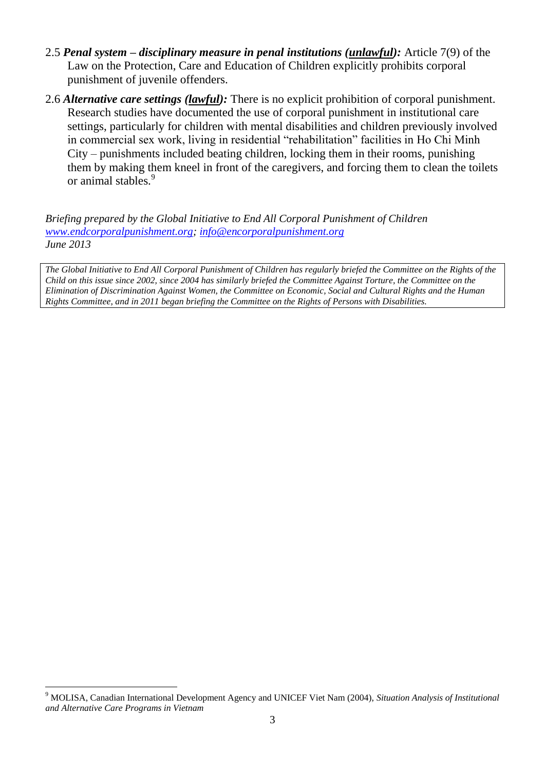2.5 ***Penal system – disciplinary measure in penal institutions (unlawful):*** Article 7(9) of the Law on the Protection, Care and Education of Children explicitly prohibits corporal punishment of juvenile offenders.

2.6 ***Alternative care settings (lawful):*** There is no explicit prohibition of corporal punishment. Research studies have documented the use of corporal punishment in institutional care settings, particularly for children with mental disabilities and children previously involved in commercial sex work, living in residential "rehabilitation" facilities in Ho Chi Minh City – punishments included beating children, locking them in their rooms, punishing them by making them kneel in front of the caregivers, and forcing them to clean the toilets or animal stables.[9]

*Briefing prepared by the Global Initiative to End All Corporal Punishment of Children*
*www.endcorporalpunishment.org; info@encorporalpunishment.org*
*June 2013*

*The Global Initiative to End All Corporal Punishment of Children has regularly briefed the Committee on the Rights of the Child on this issue since 2002, since 2004 has similarly briefed the Committee Against Torture, the Committee on the Elimination of Discrimination Against Women, the Committee on Economic, Social and Cultural Rights and the Human Rights Committee, and in 2011 began briefing the Committee on the Rights of Persons with Disabilities.*

---

[9] MOLISA, Canadian International Development Agency and UNICEF Viet Nam (2004), *Situation Analysis of Institutional and Alternative Care Programs in Vietnam*